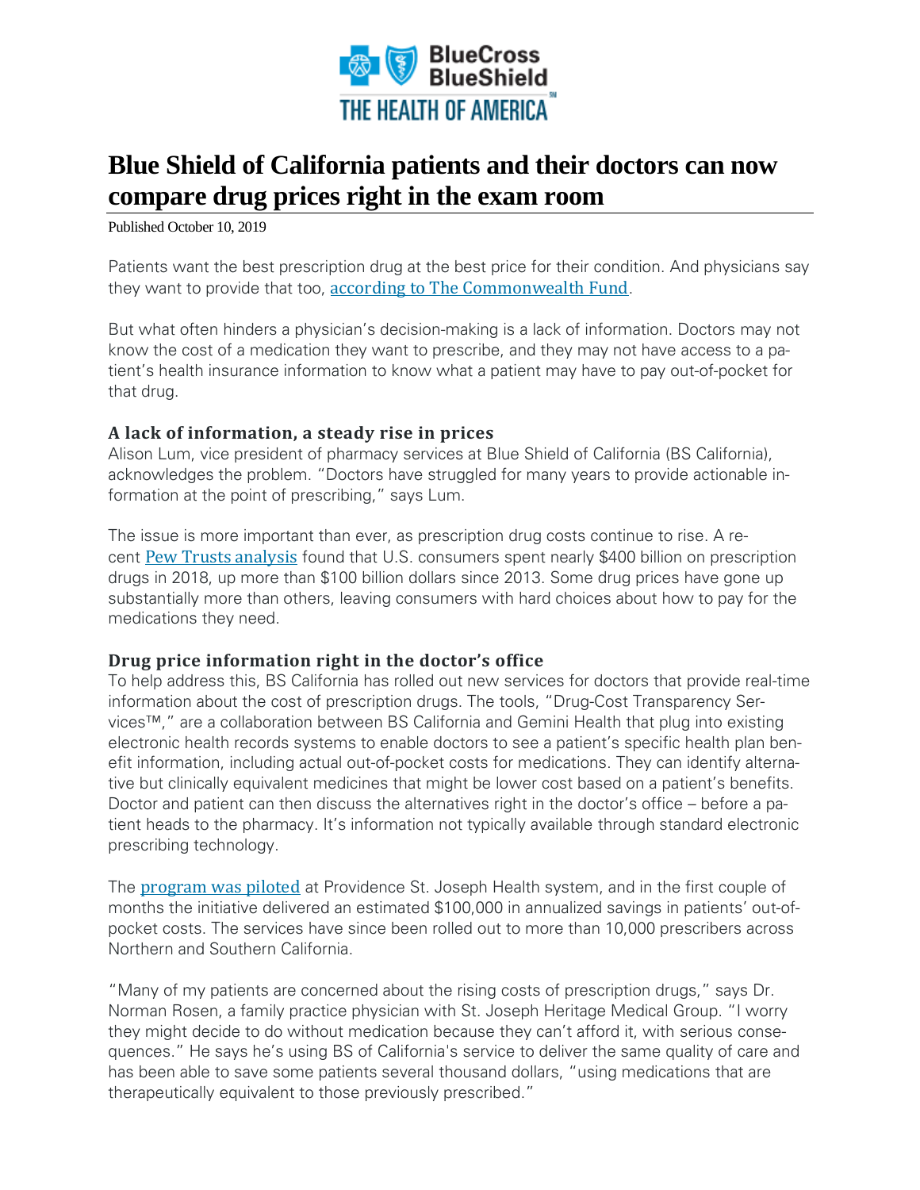BlueCross BlueShield

THE HEALTH OF AMERICA

# Blue Shield of California patients and their doctors can now compare drug prices right in the exam room

Published October 10, 2019

Patients want the best prescription drug at the best price for their condition. And physicians say they want to provide that too, according to The Commonwealth Fund.

But what often hinders a physician's decision-making is a lack of information. Doctors may not know the cost of a medication they want to prescribe, and they may not have access to a patient's health insurance information to know what a patient may have to pay out-of-pocket for that drug.

### A lack of information, a steady rise in prices

Alison Lum, vice president of pharmacy services at Blue Shield of California (BS California), acknowledges the problem. "Doctors have struggled for many years to provide actionable information at the point of prescribing," says Lum.

The issue is more important than ever, as prescription drug costs continue to rise. A recent Pew Trusts analysis found that U.S. consumers spent nearly $400 billion on prescription drugs in 2018, up more than $100 billion dollars since 2013. Some drug prices have gone up substantially more than others, leaving consumers with hard choices about how to pay for the medications they need.

### Drug price information right in the doctor's office

To help address this, BS California has rolled out new services for doctors that provide real-time information about the cost of prescription drugs. The tools, "Drug-Cost Transparency Services™," are a collaboration between BS California and Gemini Health that plug into existing electronic health records systems to enable doctors to see a patient's specific health plan benefit information, including actual out-of-pocket costs for medications. They can identify alternative but clinically equivalent medicines that might be lower cost based on a patient's benefits. Doctor and patient can then discuss the alternatives right in the doctor's office – before a patient heads to the pharmacy. It's information not typically available through standard electronic prescribing technology.

The program was piloted at Providence St. Joseph Health system, and in the first couple of months the initiative delivered an estimated $100,000 in annualized savings in patients' out-of-pocket costs. The services have since been rolled out to more than 10,000 prescribers across Northern and Southern California.

"Many of my patients are concerned about the rising costs of prescription drugs," says Dr. Norman Rosen, a family practice physician with St. Joseph Heritage Medical Group. "I worry they might decide to do without medication because they can't afford it, with serious consequences." He says he's using BS of California's service to deliver the same quality of care and has been able to save some patients several thousand dollars, "using medications that are therapeutically equivalent to those previously prescribed."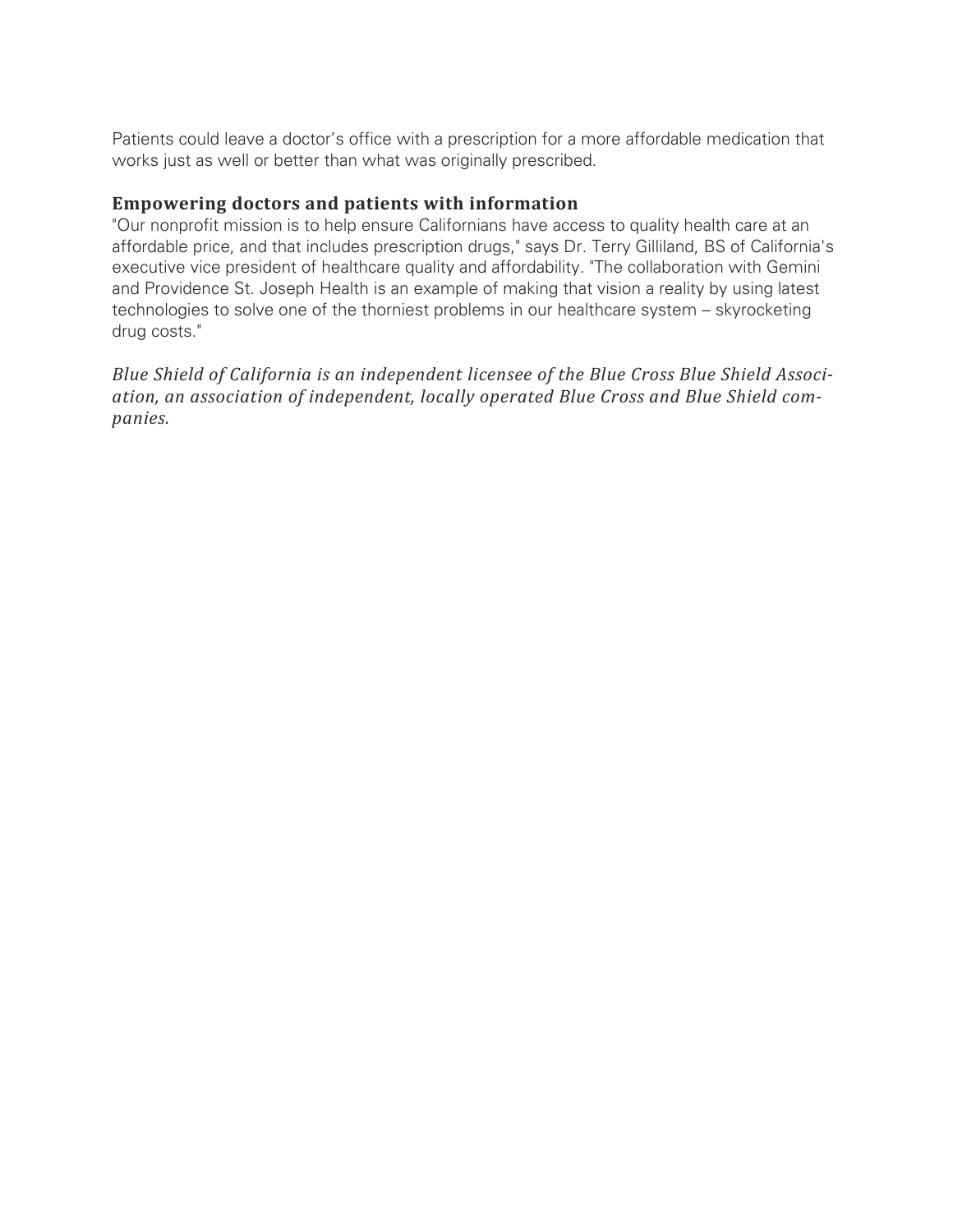Patients could leave a doctor's office with a prescription for a more affordable medication that works just as well or better than what was originally prescribed.

## Empowering doctors and patients with information

"Our nonprofit mission is to help ensure Californians have access to quality health care at an affordable price, and that includes prescription drugs," says Dr. Terry Gilliland, BS of California's executive vice president of healthcare quality and affordability. "The collaboration with Gemini and Providence St. Joseph Health is an example of making that vision a reality by using latest technologies to solve one of the thorniest problems in our healthcare system – skyrocketing drug costs."

*Blue Shield of California is an independent licensee of the Blue Cross Blue Shield Association, an association of independent, locally operated Blue Cross and Blue Shield companies.*